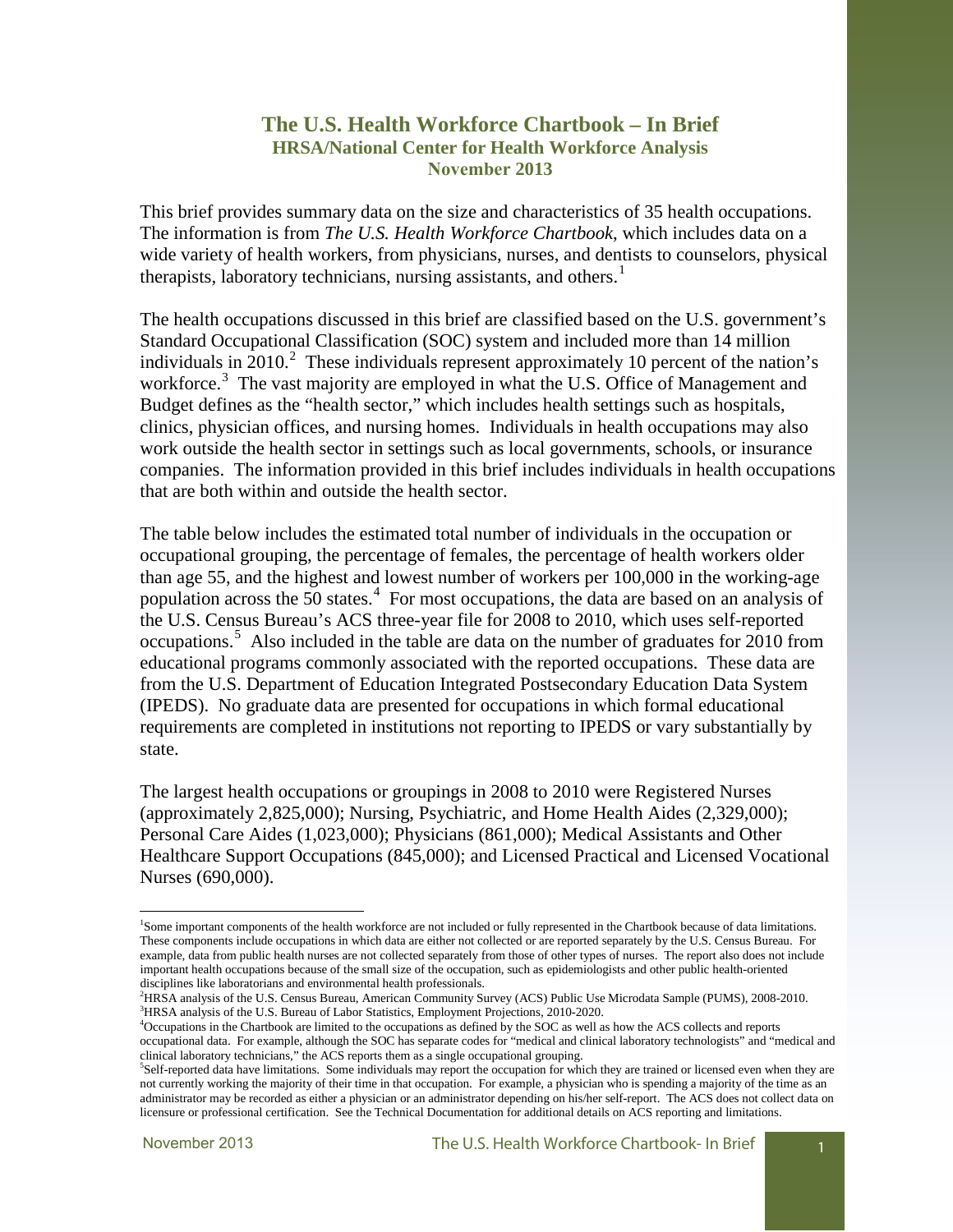# The U.S. Health Workforce Chartbook – In Brief

## HRSA/National Center for Health Workforce Analysis

## November 2013

This brief provides summary data on the size and characteristics of 35 health occupations. The information is from *The U.S. Health Workforce Chartbook*, which includes data on a wide variety of health workers, from physicians, nurses, and dentists to counselors, physical therapists, laboratory technicians, nursing assistants, and others.[1]

The health occupations discussed in this brief are classified based on the U.S. government's Standard Occupational Classification (SOC) system and included more than 14 million individuals in 2010.[2] These individuals represent approximately 10 percent of the nation's workforce.[3] The vast majority are employed in what the U.S. Office of Management and Budget defines as the "health sector," which includes health settings such as hospitals, clinics, physician offices, and nursing homes. Individuals in health occupations may also work outside the health sector in settings such as local governments, schools, or insurance companies. The information provided in this brief includes individuals in health occupations that are both within and outside the health sector.

The table below includes the estimated total number of individuals in the occupation or occupational grouping, the percentage of females, the percentage of health workers older than age 55, and the highest and lowest number of workers per 100,000 in the working-age population across the 50 states.[4] For most occupations, the data are based on an analysis of the U.S. Census Bureau's ACS three-year file for 2008 to 2010, which uses self-reported occupations.[5] Also included in the table are data on the number of graduates for 2010 from educational programs commonly associated with the reported occupations. These data are from the U.S. Department of Education Integrated Postsecondary Education Data System (IPEDS). No graduate data are presented for occupations in which formal educational requirements are completed in institutions not reporting to IPEDS or vary substantially by state.

The largest health occupations or groupings in 2008 to 2010 were Registered Nurses (approximately 2,825,000); Nursing, Psychiatric, and Home Health Aides (2,329,000); Personal Care Aides (1,023,000); Physicians (861,000); Medical Assistants and Other Healthcare Support Occupations (845,000); and Licensed Practical and Licensed Vocational Nurses (690,000).

---

[1] Some important components of the health workforce are not included or fully represented in the Chartbook because of data limitations. These components include occupations in which data are either not collected or are reported separately by the U.S. Census Bureau. For example, data from public health nurses are not collected separately from those of other types of nurses. The report also does not include important health occupations because of the small size of the occupation, such as epidemiologists and other public health-oriented disciplines like laboratorians and environmental health professionals.

[2] HRSA analysis of the U.S. Census Bureau, American Community Survey (ACS) Public Use Microdata Sample (PUMS), 2008-2010.

[3] HRSA analysis of the U.S. Bureau of Labor Statistics, Employment Projections, 2010-2020.

[4] Occupations in the Chartbook are limited to the occupations as defined by the SOC as well as how the ACS collects and reports occupational data. For example, although the SOC has separate codes for "medical and clinical laboratory technologists" and "medical and clinical laboratory technicians," the ACS reports them as a single occupational grouping.

[5] Self-reported data have limitations. Some individuals may report the occupation for which they are trained or licensed even when they are not currently working the majority of their time in that occupation. For example, a physician who is spending a majority of the time as an administrator may be recorded as either a physician or an administrator depending on his/her self-report. The ACS does not collect data on licensure or professional certification. See the Technical Documentation for additional details on ACS reporting and limitations.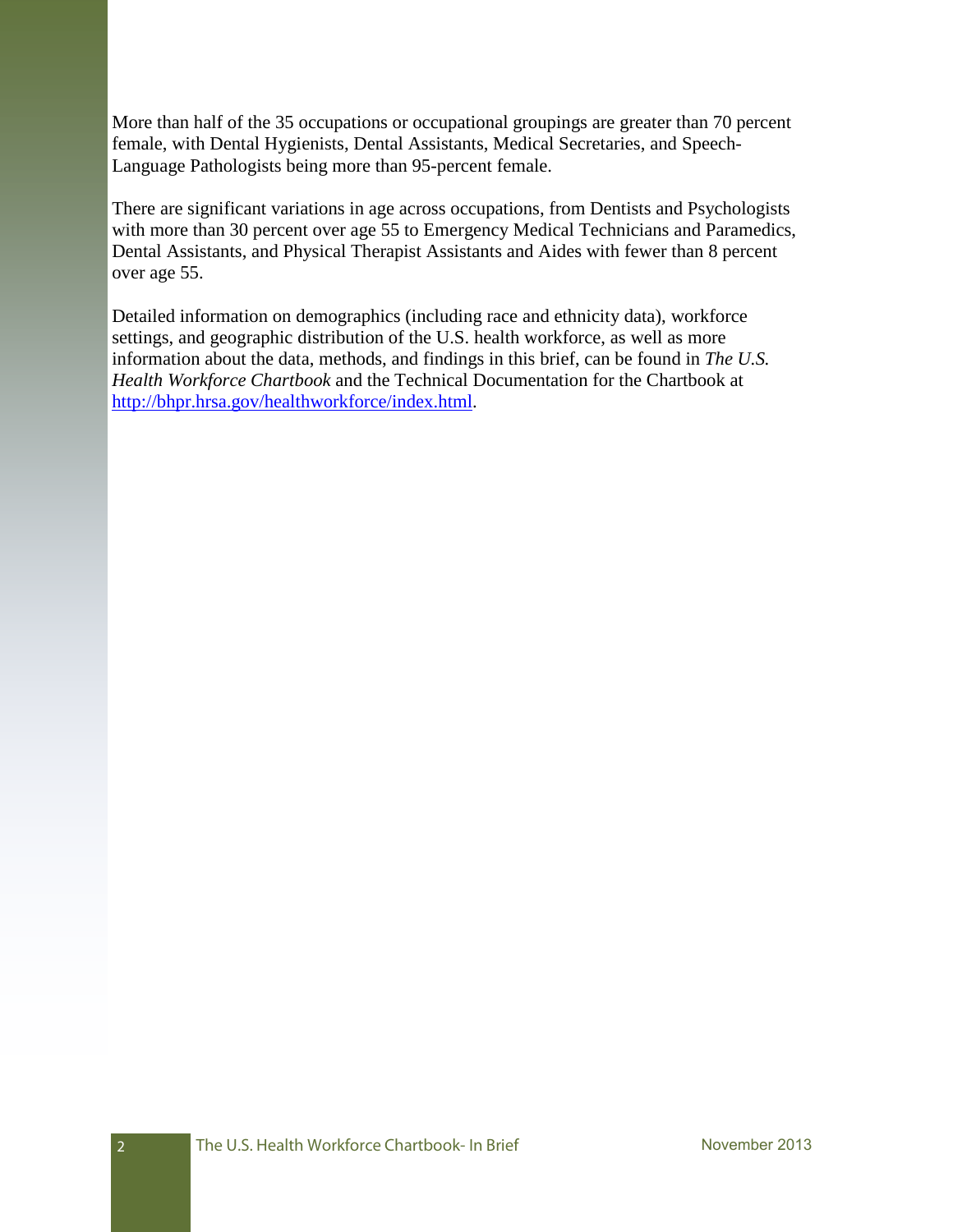More than half of the 35 occupations or occupational groupings are greater than 70 percent female, with Dental Hygienists, Dental Assistants, Medical Secretaries, and Speech-Language Pathologists being more than 95-percent female.

There are significant variations in age across occupations, from Dentists and Psychologists with more than 30 percent over age 55 to Emergency Medical Technicians and Paramedics, Dental Assistants, and Physical Therapist Assistants and Aides with fewer than 8 percent over age 55.

Detailed information on demographics (including race and ethnicity data), workforce settings, and geographic distribution of the U.S. health workforce, as well as more information about the data, methods, and findings in this brief, can be found in *The U.S. Health Workforce Chartbook* and the Technical Documentation for the Chartbook at [http://bhpr.hrsa.gov/healthworkforce/index.html](http://bhpr.hrsa.gov/healthworkforce/index.html).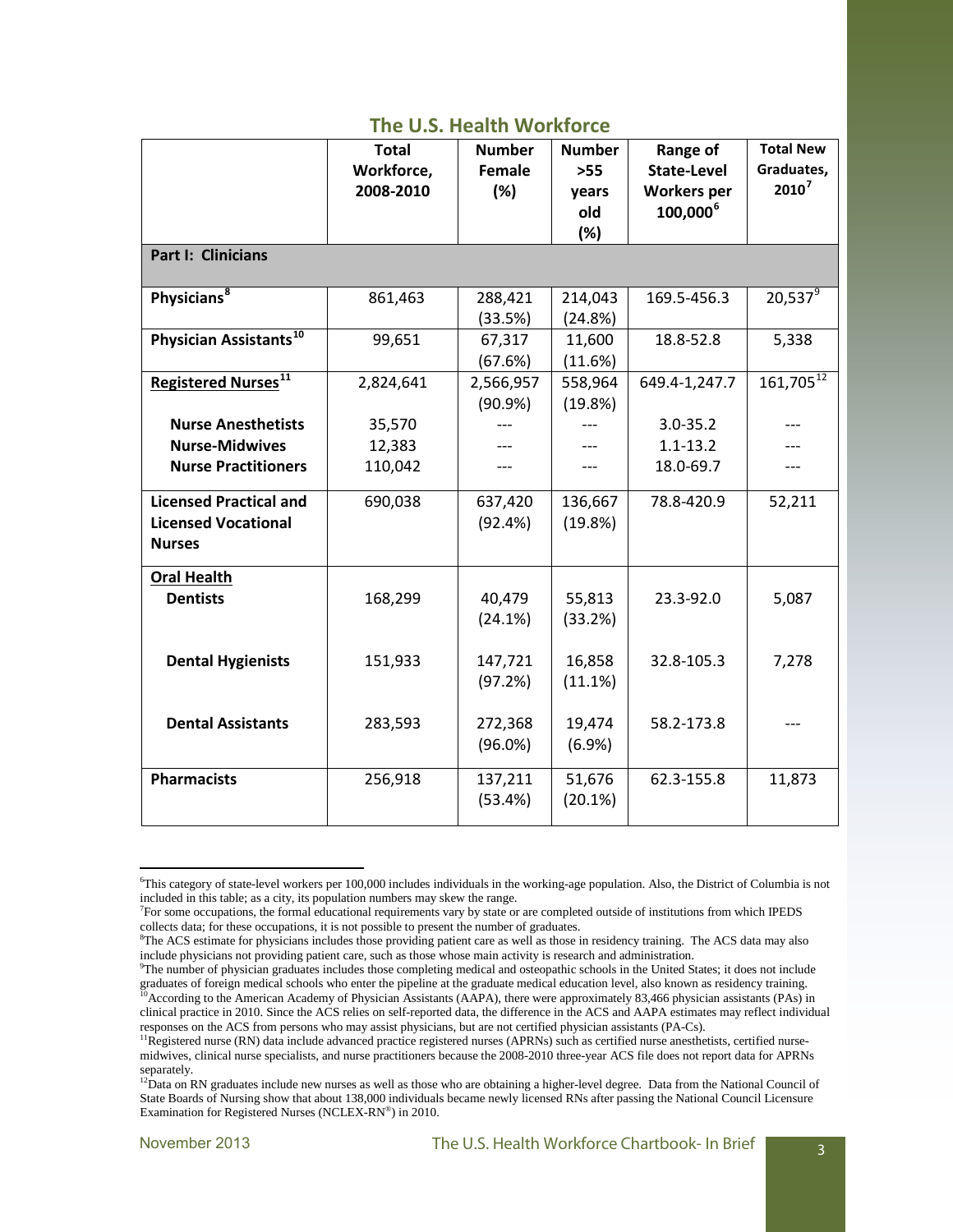## The U.S. Health Workforce

| | Total Workforce, 2008-2010 | Number Female (%) | Number >55 years old (%) | Range of State-Level Workers per 100,000[6] | Total New Graduates, 2010[7] |
|---|---|---|---|---|---|
| **Part I: Clinicians** | | | | | |
| **Physicians**[8] | 861,463 | 288,421 (33.5%) | 214,043 (24.8%) | 169.5-456.3 | 20,537[9] |
| **Physician Assistants**[10] | 99,651 | 67,317 (67.6%) | 11,600 (11.6%) | 18.8-52.8 | 5,338 |
| **Registered Nurses**[11] | 2,824,641 | 2,566,957 (90.9%) | 558,964 (19.8%) | 649.4-1,247.7 | 161,705[12] |
| **Nurse Anesthetists** | 35,570 | --- | --- | 3.0-35.2 | --- |
| **Nurse-Midwives** | 12,383 | --- | --- | 1.1-13.2 | --- |
| **Nurse Practitioners** | 110,042 | --- | --- | 18.0-69.7 | --- |
| **Licensed Practical and Licensed Vocational Nurses** | 690,038 | 637,420 (92.4%) | 136,667 (19.8%) | 78.8-420.9 | 52,211 |
| **Oral Health** | | | | | |
| **Dentists** | 168,299 | 40,479 (24.1%) | 55,813 (33.2%) | 23.3-92.0 | 5,087 |
| **Dental Hygienists** | 151,933 | 147,721 (97.2%) | 16,858 (11.1%) | 32.8-105.3 | 7,278 |
| **Dental Assistants** | 283,593 | 272,368 (96.0%) | 19,474 (6.9%) | 58.2-173.8 | --- |
| **Pharmacists** | 256,918 | 137,211 (53.4%) | 51,676 (20.1%) | 62.3-155.8 | 11,873 |

[6] This category of state-level workers per 100,000 includes individuals in the working-age population. Also, the District of Columbia is not included in this table; as a city, its population numbers may skew the range.

[7] For some occupations, the formal educational requirements vary by state or are completed outside of institutions from which IPEDS collects data; for these occupations, it is not possible to present the number of graduates.

[8] The ACS estimate for physicians includes those providing patient care as well as those in residency training. The ACS data may also include physicians not providing patient care, such as those whose main activity is research and administration.

[9] The number of physician graduates includes those completing medical and osteopathic schools in the United States; it does not include graduates of foreign medical schools who enter the pipeline at the graduate medical education level, also known as residency training.

[10] According to the American Academy of Physician Assistants (AAPA), there were approximately 83,466 physician assistants (PAs) in clinical practice in 2010. Since the ACS relies on self-reported data, the difference in the ACS and AAPA estimates may reflect individual responses on the ACS from persons who may assist physicians, but are not certified physician assistants (PA-Cs).

[11] Registered nurse (RN) data include advanced practice registered nurses (APRNs) such as certified nurse anesthetists, certified nurse-midwives, clinical nurse specialists, and nurse practitioners because the 2008-2010 three-year ACS file does not report data for APRNs separately.

[12] Data on RN graduates include new nurses as well as those who are obtaining a higher-level degree. Data from the National Council of State Boards of Nursing show that about 138,000 individuals became newly licensed RNs after passing the National Council Licensure Examination for Registered Nurses (NCLEX-RN®) in 2010.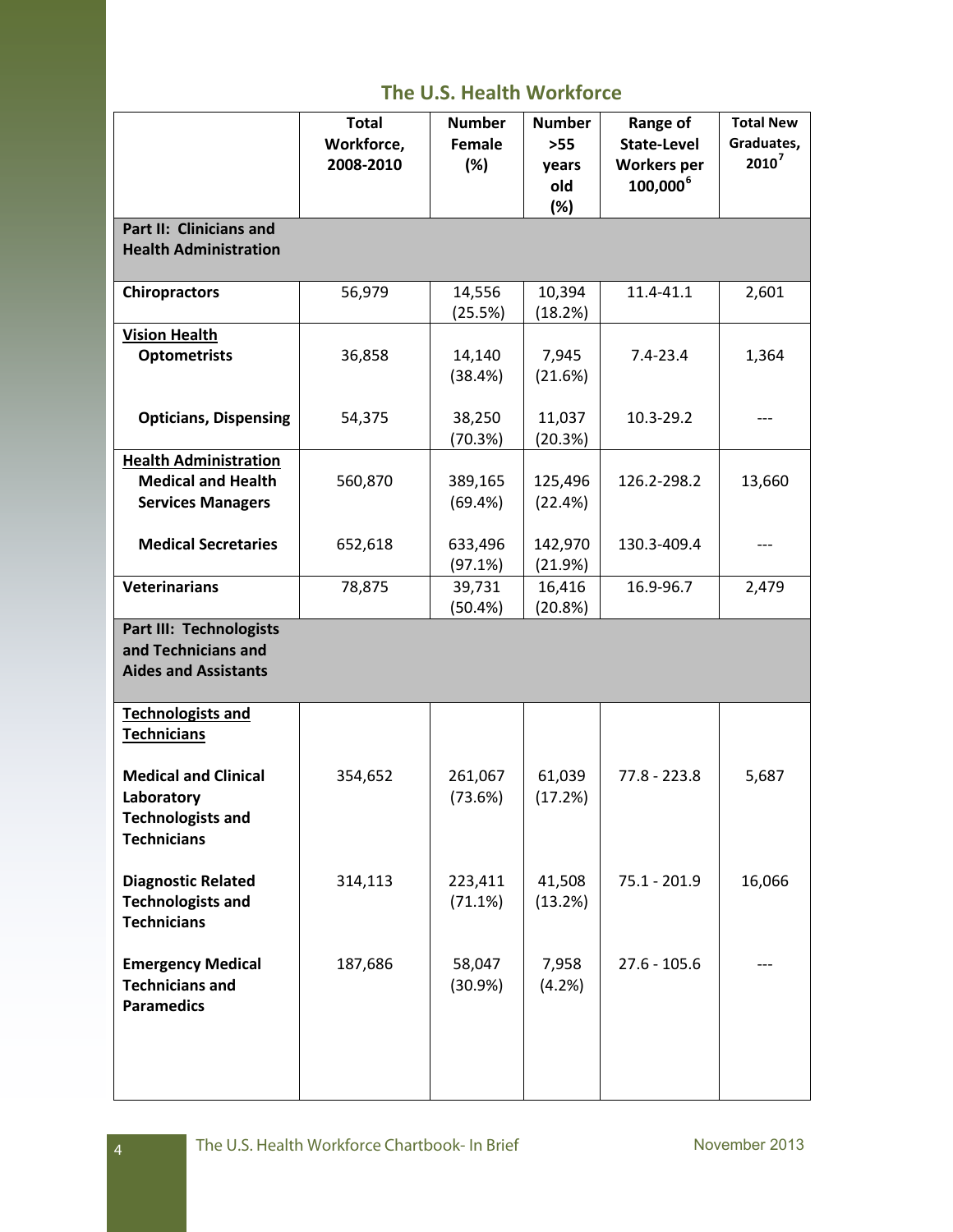## The U.S. Health Workforce

| | Total Workforce, 2008-2010 | Number Female (%) | Number >55 years old (%) | Range of State-Level Workers per 100,000[6] | Total New Graduates, 2010[7] |
|---|---|---|---|---|---|
| **Part II: Clinicians and Health Administration** | | | | | |
| **Chiropractors** | 56,979 | 14,556 (25.5%) | 10,394 (18.2%) | 11.4-41.1 | 2,601 |
| **Vision Health** | | | | | |
| **Optometrists** | 36,858 | 14,140 (38.4%) | 7,945 (21.6%) | 7.4-23.4 | 1,364 |
| **Opticians, Dispensing** | 54,375 | 38,250 (70.3%) | 11,037 (20.3%) | 10.3-29.2 | --- |
| **Health Administration** | | | | | |
| **Medical and Health Services Managers** | 560,870 | 389,165 (69.4%) | 125,496 (22.4%) | 126.2-298.2 | 13,660 |
| **Medical Secretaries** | 652,618 | 633,496 (97.1%) | 142,970 (21.9%) | 130.3-409.4 | --- |
| **Veterinarians** | 78,875 | 39,731 (50.4%) | 16,416 (20.8%) | 16.9-96.7 | 2,479 |
| **Part III: Technologists and Technicians and Aides and Assistants** | | | | | |
| **Technologists and Technicians** | | | | | |
| **Medical and Clinical Laboratory Technologists and Technicians** | 354,652 | 261,067 (73.6%) | 61,039 (17.2%) | 77.8 - 223.8 | 5,687 |
| **Diagnostic Related Technologists and Technicians** | 314,113 | 223,411 (71.1%) | 41,508 (13.2%) | 75.1 - 201.9 | 16,066 |
| **Emergency Medical Technicians and Paramedics** | 187,686 | 58,047 (30.9%) | 7,958 (4.2%) | 27.6 - 105.6 | --- |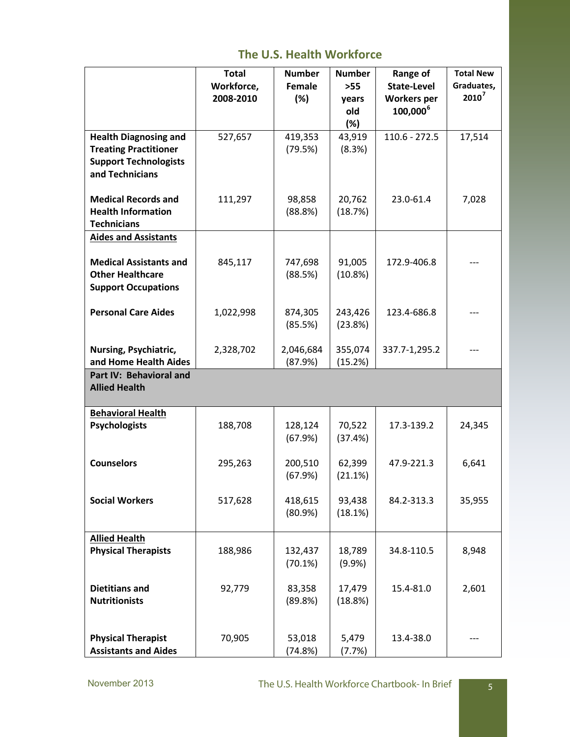## The U.S. Health Workforce

| | Total Workforce, 2008-2010 | Number Female (%) | Number >55 years old (%) | Range of State-Level Workers per 100,000[6] | Total New Graduates, 2010[7] |
|---|---|---|---|---|---|
| **Health Diagnosing and Treating Practitioner Support Technologists and Technicians** | 527,657 | 419,353 (79.5%) | 43,919 (8.3%) | 110.6 - 272.5 | 17,514 |
| **Medical Records and Health Information Technicians** | 111,297 | 98,858 (88.8%) | 20,762 (18.7%) | 23.0-61.4 | 7,028 |
| **Aides and Assistants** | | | | | |
| **Medical Assistants and Other Healthcare Support Occupations** | 845,117 | 747,698 (88.5%) | 91,005 (10.8%) | 172.9-406.8 | --- |
| **Personal Care Aides** | 1,022,998 | 874,305 (85.5%) | 243,426 (23.8%) | 123.4-686.8 | --- |
| **Nursing, Psychiatric, and Home Health Aides** | 2,328,702 | 2,046,684 (87.9%) | 355,074 (15.2%) | 337.7-1,295.2 | --- |
| **Part IV: Behavioral and Allied Health** | | | | | |
| **Behavioral Health** | | | | | |
| **Psychologists** | 188,708 | 128,124 (67.9%) | 70,522 (37.4%) | 17.3-139.2 | 24,345 |
| **Counselors** | 295,263 | 200,510 (67.9%) | 62,399 (21.1%) | 47.9-221.3 | 6,641 |
| **Social Workers** | 517,628 | 418,615 (80.9%) | 93,438 (18.1%) | 84.2-313.3 | 35,955 |
| **Allied Health** | | | | | |
| **Physical Therapists** | 188,986 | 132,437 (70.1%) | 18,789 (9.9%) | 34.8-110.5 | 8,948 |
| **Dietitians and Nutritionists** | 92,779 | 83,358 (89.8%) | 17,479 (18.8%) | 15.4-81.0 | 2,601 |
| **Physical Therapist Assistants and Aides** | 70,905 | 53,018 (74.8%) | 5,479 (7.7%) | 13.4-38.0 | --- |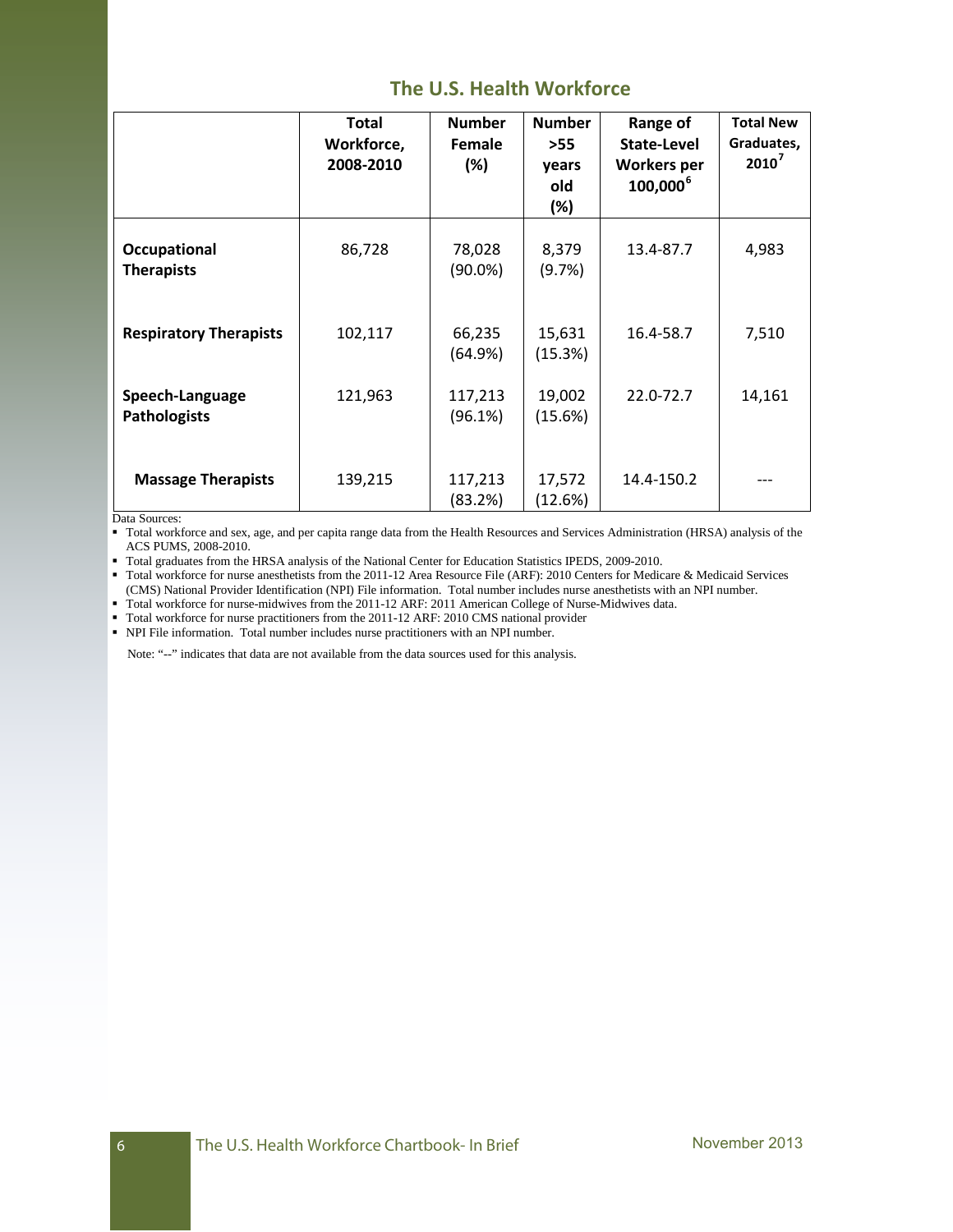## The U.S. Health Workforce

| | Total Workforce, 2008-2010 | Number Female (%) | Number >55 years old (%) | Range of State-Level Workers per 100,000[6] | Total New Graduates, 2010[7] |
|---|---|---|---|---|---|
| **Occupational Therapists** | 86,728 | 78,028 (90.0%) | 8,379 (9.7%) | 13.4-87.7 | 4,983 |
| **Respiratory Therapists** | 102,117 | 66,235 (64.9%) | 15,631 (15.3%) | 16.4-58.7 | 7,510 |
| **Speech-Language Pathologists** | 121,963 | 117,213 (96.1%) | 19,002 (15.6%) | 22.0-72.7 | 14,161 |
| **Massage Therapists** | 139,215 | 117,213 (83.2%) | 17,572 (12.6%) | 14.4-150.2 | --- |

Data Sources:

- Total workforce and sex, age, and per capita range data from the Health Resources and Services Administration (HRSA) analysis of the ACS PUMS, 2008-2010.
- Total graduates from the HRSA analysis of the National Center for Education Statistics IPEDS, 2009-2010.
- Total workforce for nurse anesthetists from the 2011-12 Area Resource File (ARF): 2010 Centers for Medicare & Medicaid Services (CMS) National Provider Identification (NPI) File information. Total number includes nurse anesthetists with an NPI number.
- Total workforce for nurse-midwives from the 2011-12 ARF: 2011 American College of Nurse-Midwives data.
- Total workforce for nurse practitioners from the 2011-12 ARF: 2010 CMS national provider
- NPI File information. Total number includes nurse practitioners with an NPI number.

Note: "--" indicates that data are not available from the data sources used for this analysis.